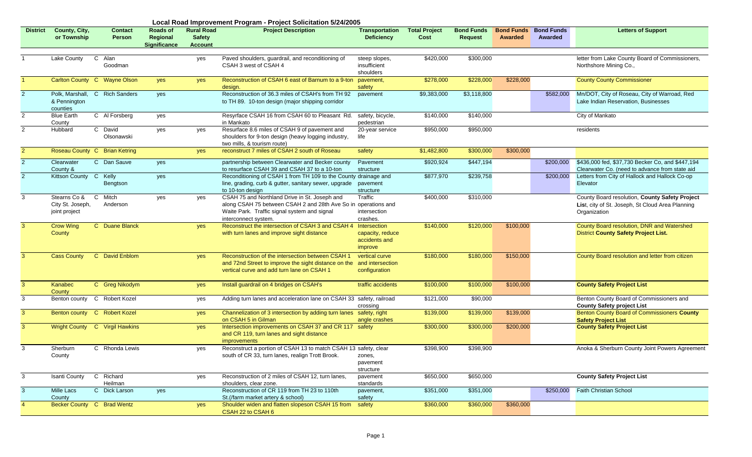# Local Road Improvement Program - Project Solicitation 5/24/2005

| District | County, City, or Township | | Contact Person | Roads of Regional Significance | Rural Road Safety Account | Project Description | Transportation Deficiency | Total Project Cost | Bond Funds Request | Bond Funds Awarded | Bond Funds Awarded | Letters of Support |
|---|---|---|---|---|---|---|---|---|---|---|---|---|
| 1 | Lake County | C | Alan Goodman | | yes | Paved shoulders, guardrail, and reconditioning of CSAH 3 west of CSAH 4 | steep slopes, insufficient shoulders | $420,000 | $300,000 | | | letter from Lake County Board of Commissioners, Northshore Mining Co., |
| 1 | Carlton County | C | Wayne Olson | yes | yes | Reconstruction of CSAH 6 east of Barnum to a 9-ton design. | pavement, safety | $278,000 | $228,000 | $228,000 | | County County Commissioner |
| 2 | Polk, Marshall, & Pennington counties | C | Rich Sanders | yes | | Reconstruction of 36.3 miles of CSAH's from TH 92 to TH 89. 10-ton design (major shipping corridor | pavement | $9,383,000 | $3,118,800 | | $582,000 | Mn/DOT, City of Roseau, City of Warroad, Red Lake Indian Reservation, Businesses |
| 2 | Blue Earth County | C | Al Forsberg | yes | | Resyrface CSAH 16 from CSAH 60 to Pleasant Rd. in Mankato | safety, bicycle, pedestrian | $140,000 | $140,000 | | | City of Mankato |
| 2 | Hubbard | C | David Olsonawski | yes | yes | Resurface 8.6 miles of CSAH 9 of pavement and shoulders for 9-ton design (heavy logging industry, two mills, & tourism route) | 20-year service life | $950,000 | $950,000 | | | residents |
| 2 | Roseau County | C | Brian Ketring | | yes | reconstruct 7 miles of CSAH 2 south of Roseau | safety | $1,482,800 | $300,000 | $300,000 | | |
| 2 | Clearwater County & | C | Dan Sauve | yes | | partnership between Clearwater and Becker county to resurface CSAH 39 and CSAH 37 to a 10-ton | Pavement structure | $920,924 | $447,194 | | $200,000 | $436,000 fed, $37,730 Becker Co, and $447,194 Clearwater Co. (need to advance from state aid |
| 2 | Kittson County | C | Kelly Bengtson | yes | | Reconditioning of CSAH 1 from TH 109 to the County line, grading, curb & gutter, sanitary sewer, upgrade to 10-ton design | drainage and pavement structure | $877,970 | $239,758 | | $200,000 | Letters from City of Hallock and Hallock Co-op Elevator |
| 3 | Stearns Co & City St. Joseph, joint project | C | Mitch Anderson | yes | yes | CSAH 75 and Northland Drive in St. Joseph and along CSAH 75 between CSAH 2 and 28th Ave So in Waite Park. Traffic signal system and signal interconnect system. | Traffic operations and intersection crashes. | $400,000 | $310,000 | | | County Board resolution, **County Safety Project Lis**t, city of St. Joseph, St Cloud Area Planning Organization |
| 3 | Crow Wing County | C | Duane Blanck | | yes | Reconstruct the intersection of CSAH 3 and CSAH 4 with turn lanes and improve sight distance | Intersection capacity, reduce accidents and improve | $140,000 | $120,000 | $100,000 | | County Board resolution, DNR and Watershed District **County Safety Project List.** |
| 3 | Cass County | C | David Enblom | | yes | Reconstruction of the intersection between CSAH 1 and 72nd Street to improve the sight distance on the vertical curve and add turn lane on CSAH 1 | vertical curve and intersection configuration | $180,000 | $180,000 | $150,000 | | County Board resolution and letter from citizen |
| 3 | Kanabec County | C | Greg Nikodym | | yes | Install guardrail on 4 bridges on CSAH's | traffic accidents | $100,000 | $100,000 | $100,000 | | **County Safety Project List** |
| 3 | Benton county | C | Robert Kozel | | yes | Adding turn lanes and acceleration lane on CSAH 33 | safety, railroad crossing | $121,000 | $90,000 | | | Benton County Board of Commissioners and **County Safety project List** |
| 3 | Benton county | C | Robert Kozel | | yes | Channelization of 3 intersection by adding turn lanes on CSAH 5 in Gilman | safety, right angle crashes | $139,000 | $139,000 | $139,000 | | Benton County Board of Commissioners **County Safety Project List** |
| 3 | Wright County | C | Virgil Hawkins | | yes | Intersection improvements on CSAH 37 and CR 117 and CR 119, turn lanes and sight distance improvements | safety | $300,000 | $300,000 | $200,000 | | **County Safety Project List** |
| 3 | Sherburn County | C | Rhonda Lewis | | yes | Reconstruct a portion of CSAH 13 to match CSAH 13 south of CR 33, turn lanes, realign Trott Brook. | safety, clear zones, pavement structure | $398,900 | $398,900 | | | Anoka & Sherburn County Joint Powers Agreement |
| 3 | Isanti County | C | Richard Heilman | | yes | Reconstruction of 2 miles of CSAH 12, turn lanes, shoulders, clear zone. | pavement standards | $650,000 | $650,000 | | | **County Safety Project List** |
| 3 | Mille Lacs County | C | Dick Larson | yes | | Reconstruction of CR 119 from TH 23 to 110th St.(/farm market artery & school) | pavement, safety | $351,000 | $351,000 | | $250,000 | Faith Christian School |
| 4 | Becker County | C | Brad Wentz | | yes | Shoulder widen and flatten slopeson CSAH 15 from CSAH 22 to CSAH 6 | safety | $360,000 | $360,000 | $360,000 | | |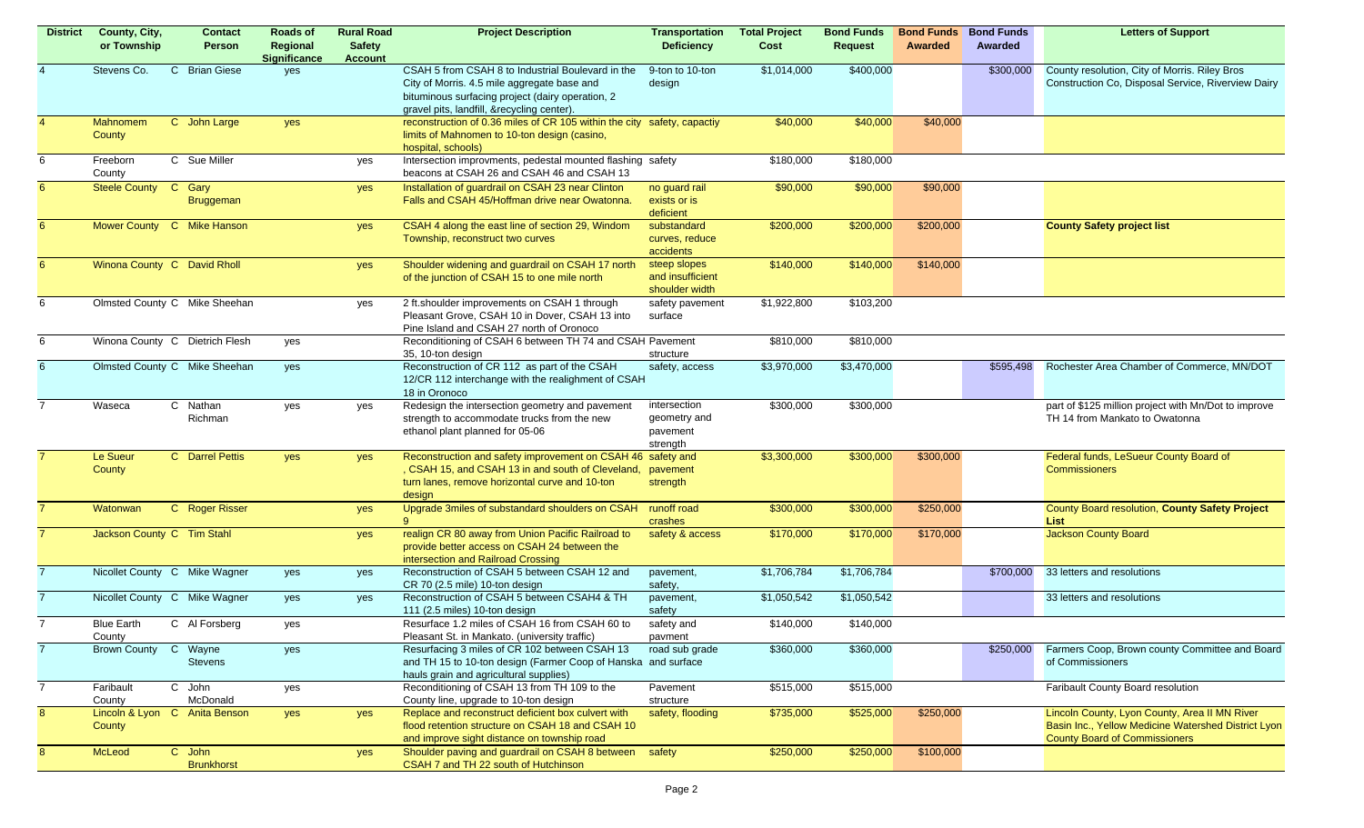| District | County, City, or Township | | Contact Person | Roads of Regional Significance | Rural Road Safety Account | Project Description | Transportation Deficiency | Total Project Cost | Bond Funds Request | Bond Funds Awarded | Bond Funds Awarded | Letters of Support |
|---|---|---|---|---|---|---|---|---|---|---|---|---|
| 4 | Stevens Co. | C | Brian Giese | yes | | CSAH 5 from CSAH 8 to Industrial Boulevard in the City of Morris. 4.5 mile aggregate base and bituminous surfacing project (dairy operation, 2 gravel pits, landfill, &recycling center). | 9-ton to 10-ton design | $1,014,000 | $400,000 | | $300,000 | County resolution, City of Morris. Riley Bros Construction Co, Disposal Service, Riverview Dairy |
| 4 | Mahnomem County | C | John Large | yes | | reconstruction of 0.36 miles of CR 105 within the city limits of Mahnomen to 10-ton design (casino, hospital, schools) | safety, capactiy | $40,000 | $40,000 | $40,000 | | |
| 6 | Freeborn County | C | Sue Miller | | yes | Intersection improvments, pedestal mounted flashing beacons at CSAH 26 and CSAH 46 and CSAH 13 | safety | $180,000 | $180,000 | | | |
| 6 | Steele County | C | Gary Bruggeman | | yes | Installation of guardrail on CSAH 23 near Clinton Falls and CSAH 45/Hoffman drive near Owatonna. | no guard rail exists or is deficient | $90,000 | $90,000 | $90,000 | | |
| 6 | Mower County | C | Mike Hanson | | yes | CSAH 4 along the east line of section 29, Windom Township, reconstruct two curves | substandard curves, reduce accidents | $200,000 | $200,000 | $200,000 | | **County Safety project list** |
| 6 | Winona County | C | David Rholl | | yes | Shoulder widening and guardrail on CSAH 17 north of the junction of CSAH 15 to one mile north | steep slopes and insufficient shoulder width | $140,000 | $140,000 | $140,000 | | |
| 6 | Olmsted County | C | Mike Sheehan | | yes | 2 ft.shoulder improvements on CSAH 1 through Pleasant Grove, CSAH 10 in Dover, CSAH 13 into Pine Island and CSAH 27 north of Oronoco | safety pavement surface | $1,922,800 | $103,200 | | | |
| 6 | Winona County | C | Dietrich Flesh | yes | | Reconditioning of CSAH 6 between TH 74 and CSAH 35, 10-ton design | Pavement structure | $810,000 | $810,000 | | | |
| 6 | Olmsted County | C | Mike Sheehan | yes | | Reconstruction of CR 112 as part of the CSAH 12/CR 112 interchange with the realignment of CSAH 18 in Oronoco | safety, access | $3,970,000 | $3,470,000 | | $595,498 | Rochester Area Chamber of Commerce, MN/DOT |
| 7 | Waseca | C | Nathan Richman | yes | yes | Redesign the intersection geometry and pavement strength to accommodate trucks from the new ethanol plant planned for 05-06 | intersection geometry and pavement strength | $300,000 | $300,000 | | | part of $125 million project with Mn/Dot to improve TH 14 from Mankato to Owatonna |
| 7 | Le Sueur County | C | Darrel Pettis | yes | yes | Reconstruction and safety improvement on CSAH 46, CSAH 15, and CSAH 13 in and south of Cleveland, turn lanes, remove horizontal curve and 10-ton design | safety and pavement strength | $3,300,000 | $300,000 | $300,000 | | Federal funds, LeSueur County Board of Commissioners |
| 7 | Watonwan | C | Roger Risser | | yes | Upgrade 3miles of substandard shoulders on CSAH 9 | runoff road crashes | $300,000 | $300,000 | $250,000 | | County Board resolution, **County Safety Project List** |
| 7 | Jackson County | C | Tim Stahl | | yes | realign CR 80 away from Union Pacific Railroad to provide better access on CSAH 24 between the intersection and Railroad Crossing | safety & access | $170,000 | $170,000 | $170,000 | | Jackson County Board |
| 7 | Nicollet County | C | Mike Wagner | yes | yes | Reconstruction of CSAH 5 between CSAH 12 and CR 70 (2.5 mile) 10-ton design | pavement, safety, | $1,706,784 | $1,706,784 | | $700,000 | 33 letters and resolutions |
| 7 | Nicollet County | C | Mike Wagner | yes | yes | Reconstruction of CSAH 5 between CSAH4 & TH 111 (2.5 miles) 10-ton design | pavement, safety | $1,050,542 | $1,050,542 | | | 33 letters and resolutions |
| 7 | Blue Earth County | C | Al Forsberg | yes | | Resurface 1.2 miles of CSAH 16 from CSAH 60 to Pleasant St. in Mankato. (university traffic) | safety and pavment | $140,000 | $140,000 | | | |
| 7 | Brown County | C | Wayne Stevens | yes | | Resurfacing 3 miles of CR 102 between CSAH 13 and TH 15 to 10-ton design (Farmer Coop of Hanska hauls grain and agricultural supplies) | road sub grade and surface | $360,000 | $360,000 | | $250,000 | Farmers Coop, Brown county Committee and Board of Commissioners |
| 7 | Faribault County | C | John McDonald | yes | | Reconditioning of CSAH 13 from TH 109 to the County line, upgrade to 10-ton design | Pavement structure | $515,000 | $515,000 | | | Faribault County Board resolution |
| 8 | Lincoln & Lyon County | C | Anita Benson | yes | yes | Replace and reconstruct deficient box culvert with flood retention structure on CSAH 18 and CSAH 10 and improve sight distance on township road | safety, flooding | $735,000 | $525,000 | $250,000 | | Lincoln County, Lyon County, Area II MN River Basin Inc., Yellow Medicine Watershed District Lyon County Board of Commissioners |
| 8 | McLeod | C | John Brunkhorst | | yes | Shoulder paving and guardrail on CSAH 8 between CSAH 7 and TH 22 south of Hutchinson | safety | $250,000 | $250,000 | $100,000 | | |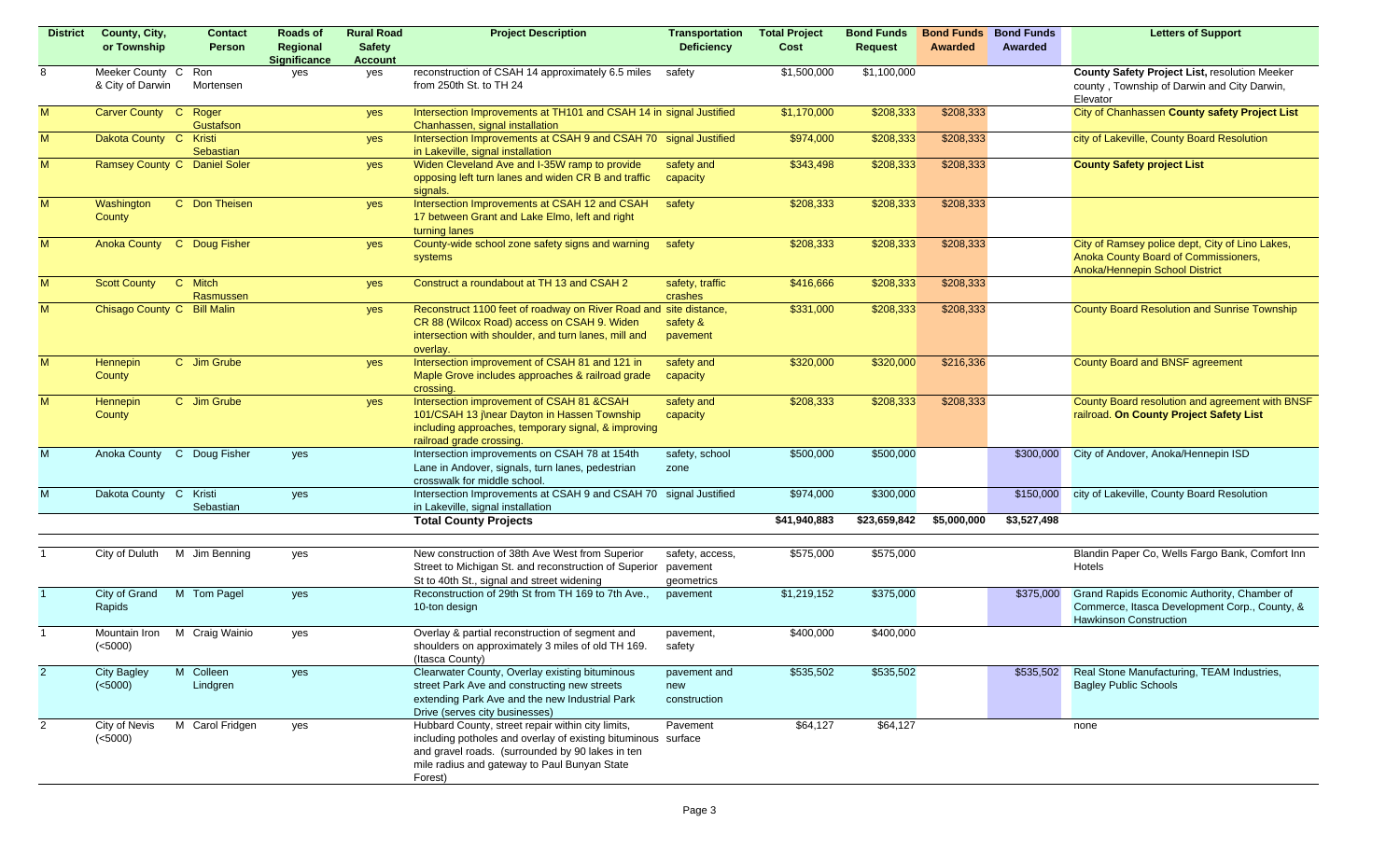| District | County, City, or Township | | Contact Person | Roads of Regional Significance | Rural Road Safety Account | Project Description | Transportation Deficiency | Total Project Cost | Bond Funds Request | Bond Funds Awarded | Bond Funds Awarded | Letters of Support |
|---|---|---|---|---|---|---|---|---|---|---|---|---|
| 8 | Meeker County & City of Darwin | C | Ron Mortensen | yes | yes | reconstruction of CSAH 14 approximately 6.5 miles from 250th St. to TH 24 | safety | $1,500,000 | $1,100,000 | | | **County Safety Project List,** resolution Meeker county , Township of Darwin and City Darwin, Elevator |
| M | Carver County | C | Roger Gustafson | | yes | Intersection Improvements at TH101 and CSAH 14 in Chanhassen, signal installation | signal Justified | $1,170,000 | $208,333 | $208,333 | | City of Chanhassen **County safety Project List** |
| M | Dakota County | C | Kristi Sebastian | | yes | Intersection Improvements at CSAH 9 and CSAH 70 in Lakeville, signal installation | signal Justified | $974,000 | $208,333 | $208,333 | | city of Lakeville, County Board Resolution |
| M | Ramsey County | C | Daniel Soler | | yes | Widen Cleveland Ave and I-35W ramp to provide opposing left turn lanes and widen CR B and traffic signals. | safety and capacity | $343,498 | $208,333 | $208,333 | | **County Safety project List** |
| M | Washington County | C | Don Theisen | | yes | Intersection Improvements at CSAH 12 and CSAH 17 between Grant and Lake Elmo, left and right turning lanes | safety | $208,333 | $208,333 | $208,333 | | |
| M | Anoka County | C | Doug Fisher | | yes | County-wide school zone safety signs and warning systems | safety | $208,333 | $208,333 | $208,333 | | City of Ramsey police dept, City of Lino Lakes, Anoka County Board of Commissioners, Anoka/Hennepin School District |
| M | Scott County | C | Mitch Rasmussen | | yes | Construct a roundabout at TH 13 and CSAH 2 | safety, traffic crashes | $416,666 | $208,333 | $208,333 | | |
| M | Chisago County | C | Bill Malin | | yes | Reconstruct 1100 feet of roadway on River Road and CR 88 (Wilcox Road) access on CSAH 9. Widen intersection with shoulder, and turn lanes, mill and overlay. | site distance, safety & pavement | $331,000 | $208,333 | $208,333 | | County Board Resolution and Sunrise Township |
| M | Hennepin County | C | Jim Grube | | yes | Intersection improvement of CSAH 81 and 121 in Maple Grove includes approaches & railroad grade crossing. | safety and capacity | $320,000 | $320,000 | $216,336 | | County Board and BNSF agreement |
| M | Hennepin County | C | Jim Grube | | yes | Intersection improvement of CSAH 81 &CSAH 101/CSAH 13 j\near Dayton in Hassen Township including approaches, temporary signal, & improving railroad grade crossing. | safety and capacity | $208,333 | $208,333 | $208,333 | | County Board resolution and agreement with BNSF railroad. **On County Project Safety List** |
| M | Anoka County | C | Doug Fisher | yes | | Intersection improvements on CSAH 78 at 154th Lane in Andover, signals, turn lanes, pedestrian crosswalk for middle school. | safety, school zone | $500,000 | $500,000 | | $300,000 | City of Andover, Anoka/Hennepin ISD |
| M | Dakota County | C | Kristi Sebastian | yes | | Intersection Improvements at CSAH 9 and CSAH 70 in Lakeville, signal installation | signal Justified | $974,000 | $300,000 | | $150,000 | city of Lakeville, County Board Resolution |
| | | | | | | **Total County Projects** | | **$41,940,883** | **$23,659,842** | **$5,000,000** | **$3,527,498** | |
| | | | | | | | | | | | | |
| 1 | City of Duluth | M | Jim Benning | yes | | New construction of 38th Ave West from Superior Street to Michigan St. and reconstruction of Superior St to 40th St., signal and street widening | safety, access, pavement geometrics | $575,000 | $575,000 | | | Blandin Paper Co, Wells Fargo Bank, Comfort Inn Hotels |
| 1 | City of Grand Rapids | M | Tom Pagel | yes | | Reconstruction of 29th St from TH 169 to 7th Ave., 10-ton design | pavement | $1,219,152 | $375,000 | | $375,000 | Grand Rapids Economic Authority, Chamber of Commerce, Itasca Development Corp., County, & Hawkinson Construction |
| 1 | Mountain Iron (<5000) | M | Craig Wainio | yes | | Overlay & partial reconstruction of segment and shoulders on approximately 3 miles of old TH 169. (Itasca County) | pavement, safety | $400,000 | $400,000 | | | |
| 2 | City Bagley (<5000) | M | Colleen Lindgren | yes | | Clearwater County, Overlay existing bituminous street Park Ave and constructing new streets extending Park Ave and the new Industrial Park Drive (serves city businesses) | pavement and new construction | $535,502 | $535,502 | | $535,502 | Real Stone Manufacturing, TEAM Industries, Bagley Public Schools |
| 2 | City of Nevis (<5000) | M | Carol Fridgen | yes | | Hubbard County, street repair within city limits, including potholes and overlay of existing bituminous and gravel roads. (surrounded by 90 lakes in ten mile radius and gateway to Paul Bunyan State Forest) | Pavement surface | $64,127 | $64,127 | | | none |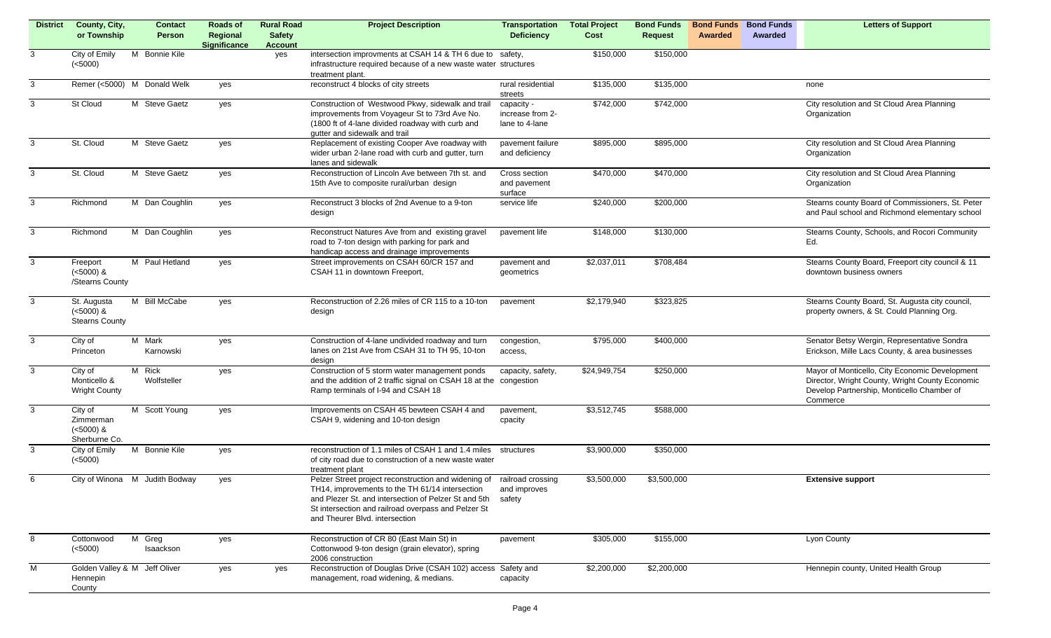| District | County, City, or Township | Contact Person | Roads of Regional Significance | Rural Road Safety Account | Project Description | Transportation Deficiency | Total Project Cost | Bond Funds Request | Bond Funds Awarded | Bond Funds Awarded | Letters of Support |
|---|---|---|---|---|---|---|---|---|---|---|---|
| 3 | City of Emily (<5000) | M Bonnie Kile | | yes | intersection improvments at CSAH 14 & TH 6 due to infrastructure required because of a new waste water treatment plant. | safety, structures | $150,000 | $150,000 | | | |
| 3 | Remer (<5000) | M Donald Welk | yes | | reconstruct 4 blocks of city streets | rural residential streets | $135,000 | $135,000 | | | none |
| 3 | St Cloud | M Steve Gaetz | yes | | Construction of Westwood Pkwy, sidewalk and trail improvements from Voyageur St to 73rd Ave No. (1800 ft of 4-lane divided roadway with curb and gutter and sidewalk and trail | capacity - increase from 2-lane to 4-lane | $742,000 | $742,000 | | | City resolution and St Cloud Area Planning Organization |
| 3 | St. Cloud | M Steve Gaetz | yes | | Replacement of existing Cooper Ave roadway with wider urban 2-lane road with curb and gutter, turn lanes and sidewalk | pavement failure and deficiency | $895,000 | $895,000 | | | City resolution and St Cloud Area Planning Organization |
| 3 | St. Cloud | M Steve Gaetz | yes | | Reconstruction of Lincoln Ave between 7th st. and 15th Ave to composite rural/urban design | Cross section and pavement surface | $470,000 | $470,000 | | | City resolution and St Cloud Area Planning Organization |
| 3 | Richmond | M Dan Coughlin | yes | | Reconstruct 3 blocks of 2nd Avenue to a 9-ton design | service life | $240,000 | $200,000 | | | Stearns county Board of Commissioners, St. Peter and Paul school and Richmond elementary school |
| 3 | Richmond | M Dan Coughlin | yes | | Reconstruct Natures Ave from and existing gravel road to 7-ton design with parking for park and handicap access and drainage improvements | pavement life | $148,000 | $130,000 | | | Stearns County, Schools, and Rocori Community Ed. |
| 3 | Freeport (<5000) & /Stearns County | M Paul Hetland | yes | | Street improvements on CSAH 60/CR 157 and CSAH 11 in downtown Freeport, | pavement and geometrics | $2,037,011 | $708,484 | | | Stearns County Board, Freeport city council & 11 downtown business owners |
| 3 | St. Augusta (<5000) & Stearns County | M Bill McCabe | yes | | Reconstruction of 2.26 miles of CR 115 to a 10-ton design | pavement | $2,179,940 | $323,825 | | | Stearns County Board, St. Augusta city council, property owners, & St. Could Planning Org. |
| 3 | City of Princeton | M Mark Karnowski | yes | | Construction of 4-lane undivided roadway and turn lanes on 21st Ave from CSAH 31 to TH 95, 10-ton design | congestion, access, | $795,000 | $400,000 | | | Senator Betsy Wergin, Representative Sondra Erickson, Mille Lacs County, & area businesses |
| 3 | City of Monticello & Wright County | M Rick Wolfsteller | yes | | Construction of 5 storm water management ponds and the addition of 2 traffic signal on CSAH 18 at the Ramp terminals of I-94 and CSAH 18 | capacity, safety, congestion | $24,949,754 | $250,000 | | | Mayor of Monticello, City Economic Development Director, Wright County, Wright County Economic Develop Partnership, Monticello Chamber of Commerce |
| 3 | City of Zimmerman (<5000) & Sherburne Co. | M Scott Young | yes | | Improvements on CSAH 45 bewteen CSAH 4 and CSAH 9, widening and 10-ton design | pavement, cpacity | $3,512,745 | $588,000 | | | |
| 3 | City of Emily (<5000) | M Bonnie Kile | yes | | reconstruction of 1.1 miles of CSAH 1 and 1.4 miles of city road due to construction of a new waste water treatment plant | structures | $3,900,000 | $350,000 | | | |
| 6 | City of Winona | M Judith Bodway | yes | | Pelzer Street project reconstruction and widening of TH14, improvements to the TH 61/14 intersection and Plezer St. and intersection of Pelzer St and 5th St intersection and railroad overpass and Pelzer St and Theurer Blvd. intersection | railroad crossing and improves safety | $3,500,000 | $3,500,000 | | | **Extensive support** |
| 8 | Cottonwood (<5000) | M Greg Isaackson | yes | | Reconstruction of CR 80 (East Main St) in Cottonwood 9-ton design (grain elevator), spring 2006 construction | pavement | $305,000 | $155,000 | | | Lyon County |
| M | Golden Valley & Hennepin County | M Jeff Oliver | yes | yes | Reconstruction of Douglas Drive (CSAH 102) access management, road widening, & medians. | Safety and capacity | $2,200,000 | $2,200,000 | | | Hennepin county, United Health Group |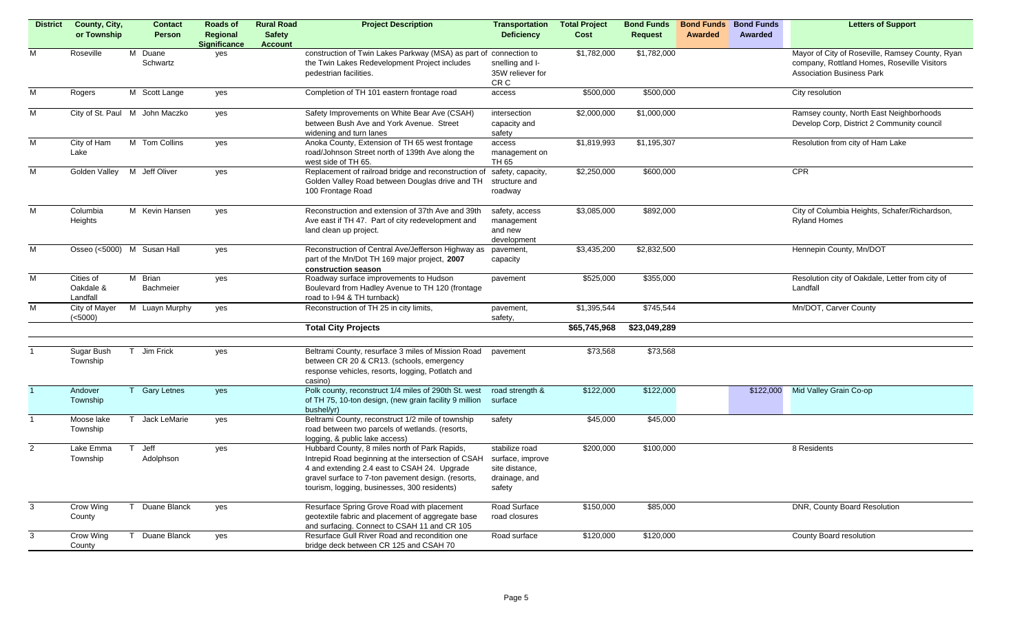| District | County, City, or Township | Contact Person | Roads of Regional Significance | Rural Road Safety Account | Project Description | Transportation Deficiency | Total Project Cost | Bond Funds Request | Bond Funds Awarded | Bond Funds Awarded | Letters of Support |
|---|---|---|---|---|---|---|---|---|---|---|---|
| M | Roseville | M Duane Schwartz | yes | | construction of Twin Lakes Parkway (MSA) as part of the Twin Lakes Redevelopment Project includes pedestrian facilities. | connection to snelling and I-35W reliever for CR C | $1,782,000 | $1,782,000 | | | Mayor of City of Roseville, Ramsey County, Ryan company, Rottland Homes, Roseville Visitors Association Business Park |
| M | Rogers | M Scott Lange | yes | | Completion of TH 101 eastern frontage road | access | $500,000 | $500,000 | | | City resolution |
| M | City of St. Paul | M John Maczko | yes | | Safety Improvements on White Bear Ave (CSAH) between Bush Ave and York Avenue. Street widening and turn lanes | intersection capacity and safety | $2,000,000 | $1,000,000 | | | Ramsey county, North East Neighborhoods Develop Corp, District 2 Community council |
| M | City of Ham Lake | M Tom Collins | yes | | Anoka County, Extension of TH 65 west frontage road/Johnson Street north of 139th Ave along the west side of TH 65. | access management on TH 65 | $1,819,993 | $1,195,307 | | | Resolution from city of Ham Lake |
| M | Golden Valley | M Jeff Oliver | yes | | Replacement of railroad bridge and reconstruction of Golden Valley Road between Douglas drive and TH 100 Frontage Road | safety, capacity, structure and roadway | $2,250,000 | $600,000 | | | CPR |
| M | Columbia Heights | M Kevin Hansen | yes | | Reconstruction and extension of 37th Ave and 39th Ave east if TH 47. Part of city redevelopment and land clean up project. | safety, access management and new development | $3,085,000 | $892,000 | | | City of Columbia Heights, Schafer/Richardson, Ryland Homes |
| M | Osseo (<5000) | M Susan Hall | yes | | Reconstruction of Central Ave/Jefferson Highway as part of the Mn/Dot TH 169 major project, **2007 construction season** | pavement, capacity | $3,435,200 | $2,832,500 | | | Hennepin County, Mn/DOT |
| M | Cities of Oakdale & Landfall | M Brian Bachmeier | yes | | Roadway surface improvements to Hudson Boulevard from Hadley Avenue to TH 120 (frontage road to I-94 & TH turnback) | pavement | $525,000 | $355,000 | | | Resolution city of Oakdale, Letter from city of Landfall |
| M | City of Mayer (<5000) | M Luayn Murphy | yes | | Reconstruction of TH 25 in city limits, | pavement, safety, | $1,395,544 | $745,544 | | | Mn/DOT, Carver County |
| | | | | | **Total City Projects** | | **$65,745,968** | **$23,049,289** | | | |
| 1 | Sugar Bush Township | T Jim Frick | yes | | Beltrami County, resurface 3 miles of Mission Road between CR 20 & CR13. (schools, emergency response vehicles, resorts, logging, Potlatch and casino) | pavement | $73,568 | $73,568 | | | |
| 1 | Andover Township | T Gary Letnes | yes | | Polk county, reconstruct 1/4 miles of 290th St. west of TH 75, 10-ton design, (new grain facility 9 million bushel/yr) | road strength & surface | $122,000 | $122,000 | | $122,000 | Mid Valley Grain Co-op |
| 1 | Moose lake Township | T Jack LeMarie | yes | | Beltrami County, reconstruct 1/2 mile of township road between two parcels of wetlands. (resorts, logging, & public lake access) | safety | $45,000 | $45,000 | | | |
| 2 | Lake Emma Township | T Jeff Adolphson | yes | | Hubbard County, 8 miles north of Park Rapids, Intrepid Road beginning at the intersection of CSAH 4 and extending 2.4 east to CSAH 24. Upgrade gravel surface to 7-ton pavement design. (resorts, tourism, logging, businesses, 300 residents) | stabilize road surface, improve site distance, drainage, and safety | $200,000 | $100,000 | | | 8 Residents |
| 3 | Crow Wing County | T Duane Blanck | yes | | Resurface Spring Grove Road with placement geotextile fabric and placement of aggregate base and surfacing. Connect to CSAH 11 and CR 105 | Road Surface road closures | $150,000 | $85,000 | | | DNR, County Board Resolution |
| 3 | Crow Wing County | T Duane Blanck | yes | | Resurface Gull River Road and recondition one bridge deck between CR 125 and CSAH 70 | Road surface | $120,000 | $120,000 | | | County Board resolution |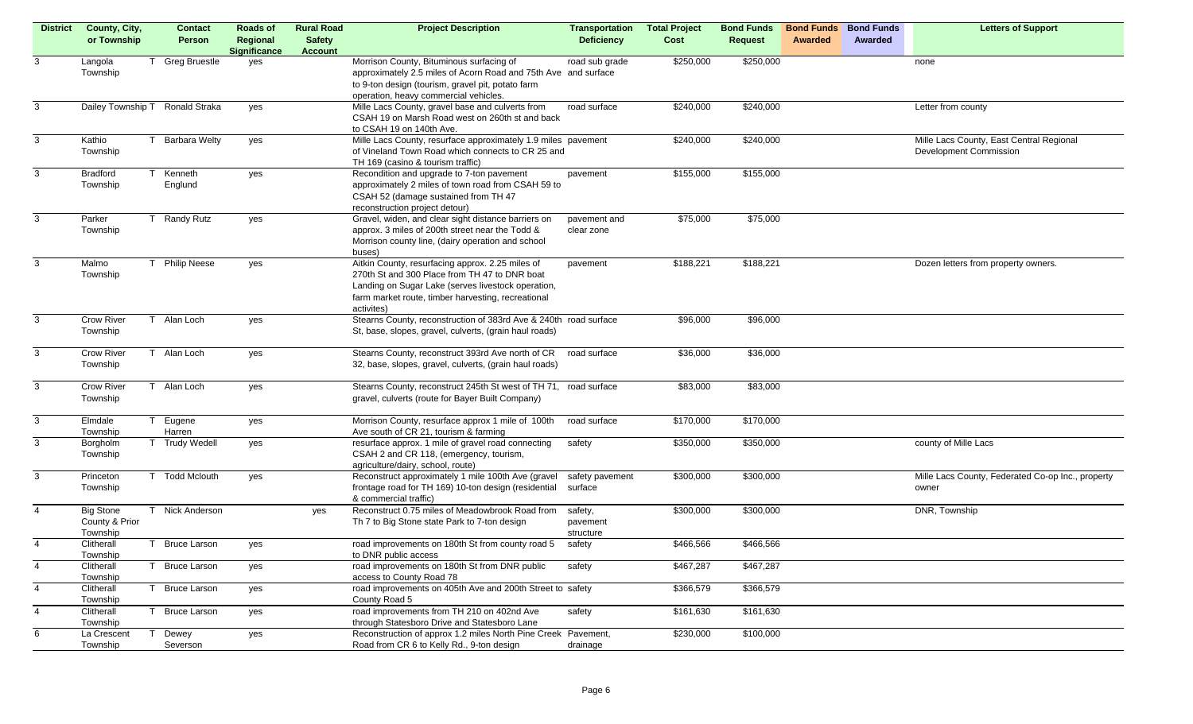| District | County, City, or Township | | Contact Person | Roads of Regional Significance | Rural Road Safety Account | Project Description | Transportation Deficiency | Total Project Cost | Bond Funds Request | Bond Funds Awarded | Bond Funds Awarded | Letters of Support |
|---|---|---|---|---|---|---|---|---|---|---|---|---|
| 3 | Langola Township | T | Greg Bruestle | yes | | Morrison County, Bituminous surfacing of approximately 2.5 miles of Acorn Road and 75th Ave to 9-ton design (tourism, gravel pit, potato farm operation, heavy commercial vehicles. | road sub grade and surface | $250,000 | $250,000 | | | none |
| 3 | Dailey Township | T | Ronald Straka | yes | | Mille Lacs County, gravel base and culverts from CSAH 19 on Marsh Road west on 260th st and back to CSAH 19 on 140th Ave. | road surface | $240,000 | $240,000 | | | Letter from county |
| 3 | Kathio Township | T | Barbara Welty | yes | | Mille Lacs County, resurface approximately 1.9 miles of Vineland Town Road which connects to CR 25 and TH 169 (casino & tourism traffic) | pavement | $240,000 | $240,000 | | | Mille Lacs County, East Central Regional Development Commission |
| 3 | Bradford Township | T | Kenneth Englund | yes | | Recondition and upgrade to 7-ton pavement approximately 2 miles of town road from CSAH 59 to CSAH 52 (damage sustained from TH 47 reconstruction project detour) | pavement | $155,000 | $155,000 | | | |
| 3 | Parker Township | T | Randy Rutz | yes | | Gravel, widen, and clear sight distance barriers on approx. 3 miles of 200th street near the Todd & Morrison county line, (dairy operation and school buses) | pavement and clear zone | $75,000 | $75,000 | | | |
| 3 | Malmo Township | T | Philip Neese | yes | | Aitkin County, resurfacing approx. 2.25 miles of 270th St and 300 Place from TH 47 to DNR boat Landing on Sugar Lake (serves livestock operation, farm market route, timber harvesting, recreational activites) | pavement | $188,221 | $188,221 | | | Dozen letters from property owners. |
| 3 | Crow River Township | T | Alan Loch | yes | | Stearns County, reconstruction of 383rd Ave & 240th St, base, slopes, gravel, culverts, (grain haul roads) | road surface | $96,000 | $96,000 | | | |
| 3 | Crow River Township | T | Alan Loch | yes | | Stearns County, reconstruct 393rd Ave north of CR 32, base, slopes, gravel, culverts, (grain haul roads) | road surface | $36,000 | $36,000 | | | |
| 3 | Crow River Township | T | Alan Loch | yes | | Stearns County, reconstruct 245th St west of TH 71, gravel, culverts (route for Bayer Built Company) | road surface | $83,000 | $83,000 | | | |
| 3 | Elmdale Township | T | Eugene Harren | yes | | Morrison County, resurface approx 1 mile of 100th Ave south of CR 21, tourism & farming | road surface | $170,000 | $170,000 | | | |
| 3 | Borgholm Township | T | Trudy Wedell | yes | | resurface approx. 1 mile of gravel road connecting CSAH 2 and CR 118, (emergency, tourism, agriculture/dairy, school, route) | safety | $350,000 | $350,000 | | | county of Mille Lacs |
| 3 | Princeton Township | T | Todd Mclouth | yes | | Reconstruct approximately 1 mile 100th Ave (gravel frontage road for TH 169) 10-ton design (residential & commercial traffic) | safety pavement surface | $300,000 | $300,000 | | | Mille Lacs County, Federated Co-op Inc., property owner |
| 4 | Big Stone County & Prior Township | T | Nick Anderson | | yes | Reconstruct 0.75 miles of Meadowbrook Road from Th 7 to Big Stone state Park to 7-ton design | safety, pavement structure | $300,000 | $300,000 | | | DNR, Township |
| 4 | Clitherall Township | T | Bruce Larson | yes | | road improvements on 180th St from county road 5 to DNR public access | safety | $466,566 | $466,566 | | | |
| 4 | Clitherall Township | T | Bruce Larson | yes | | road improvements on 180th St from DNR public access to County Road 78 | safety | $467,287 | $467,287 | | | |
| 4 | Clitherall Township | T | Bruce Larson | yes | | road improvements on 405th Ave and 200th Street to County Road 5 | safety | $366,579 | $366,579 | | | |
| 4 | Clitherall Township | T | Bruce Larson | yes | | road improvements from TH 210 on 402nd Ave through Statesboro Drive and Statesboro Lane | safety | $161,630 | $161,630 | | | |
| 6 | La Crescent Township | T | Dewey Severson | yes | | Reconstruction of approx 1.2 miles North Pine Creek Road from CR 6 to Kelly Rd., 9-ton design | Pavement, drainage | $230,000 | $100,000 | | | |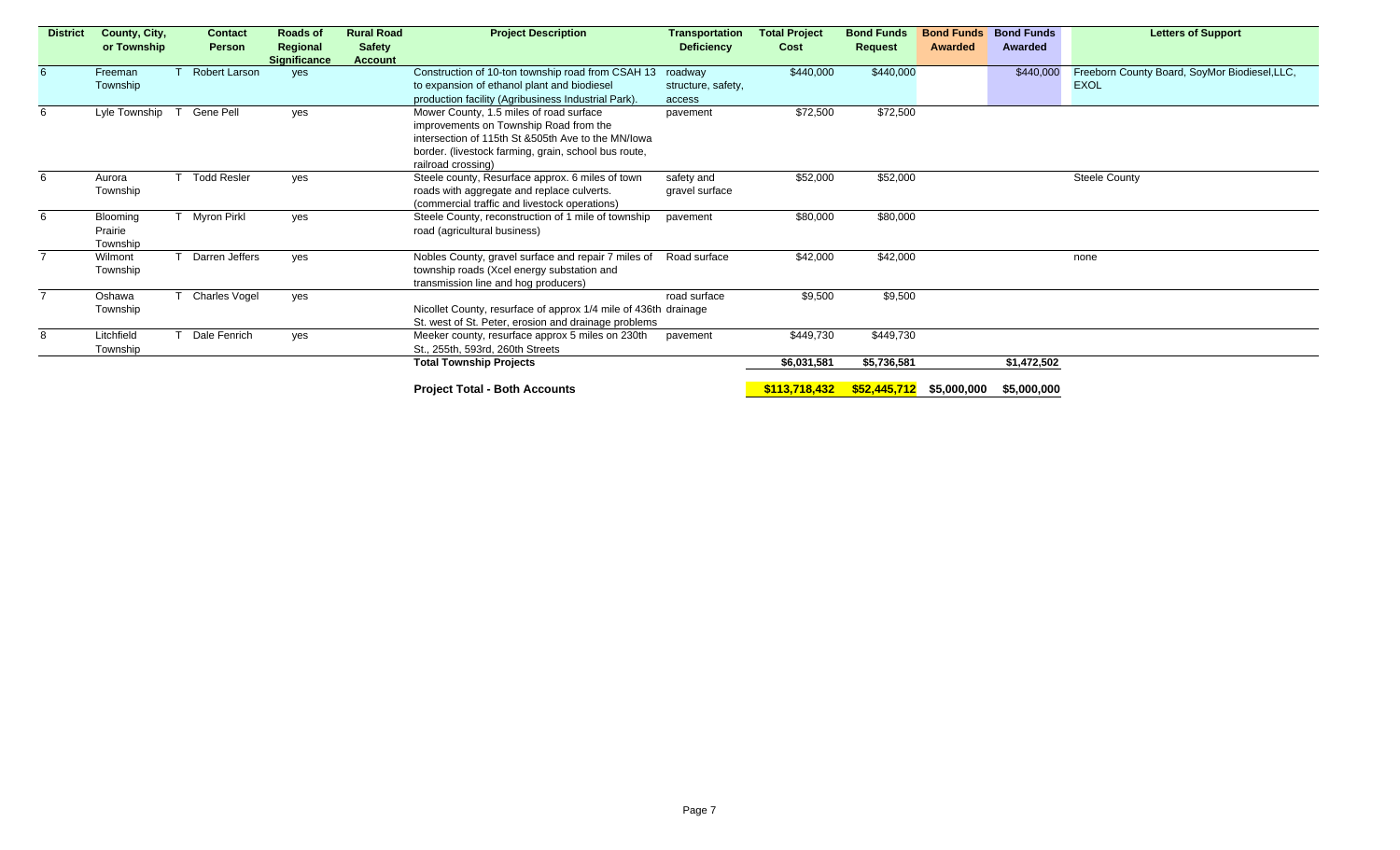| District | County, City, or Township | | Contact Person | Roads of Regional Significance | Rural Road Safety Account | Project Description | Transportation Deficiency | Total Project Cost | Bond Funds Request | Bond Funds Awarded | Bond Funds Awarded | Letters of Support |
|---|---|---|---|---|---|---|---|---|---|---|---|---|
| 6 | Freeman Township | T | Robert Larson | yes | | Construction of 10-ton township road from CSAH 13 to expansion of ethanol plant and biodiesel production facility (Agribusiness Industrial Park). | roadway structure, safety, access | $440,000 | $440,000 | | $440,000 | Freeborn County Board, SoyMor Biodiesel,LLC, EXOL |
| 6 | Lyle Township | T | Gene Pell | yes | | Mower County, 1.5 miles of road surface improvements on Township Road from the intersection of 115th St &505th Ave to the MN/Iowa border. (livestock farming, grain, school bus route, railroad crossing) | pavement | $72,500 | $72,500 | | | |
| 6 | Aurora Township | T | Todd Resler | yes | | Steele county, Resurface approx. 6 miles of town roads with aggregate and replace culverts. (commercial traffic and livestock operations) | safety and gravel surface | $52,000 | $52,000 | | | Steele County |
| 6 | Blooming Prairie Township | T | Myron Pirkl | yes | | Steele County, reconstruction of 1 mile of township road (agricultural business) | pavement | $80,000 | $80,000 | | | |
| 7 | Wilmont Township | T | Darren Jeffers | yes | | Nobles County, gravel surface and repair 7 miles of township roads (Xcel energy substation and transmission line and hog producers) | Road surface | $42,000 | $42,000 | | | none |
| 7 | Oshawa Township | T | Charles Vogel | yes | | Nicollet County, resurface of approx 1/4 mile of 436th St. west of St. Peter, erosion and drainage problems | road surface drainage | $9,500 | $9,500 | | | |
| 8 | Litchfield Township | T | Dale Fenrich | yes | | Meeker county, resurface approx 5 miles on 230th St., 255th, 593rd, 260th Streets | pavement | $449,730 | $449,730 | | | |
| | | | | | | **Total Township Projects** | | **$6,031,581** | **$5,736,581** | | **$1,472,502** | |
| | | | | | | **Project Total - Both Accounts** | | **$113,718,432** | **$52,445,712** | **$5,000,000** | **$5,000,000** | |